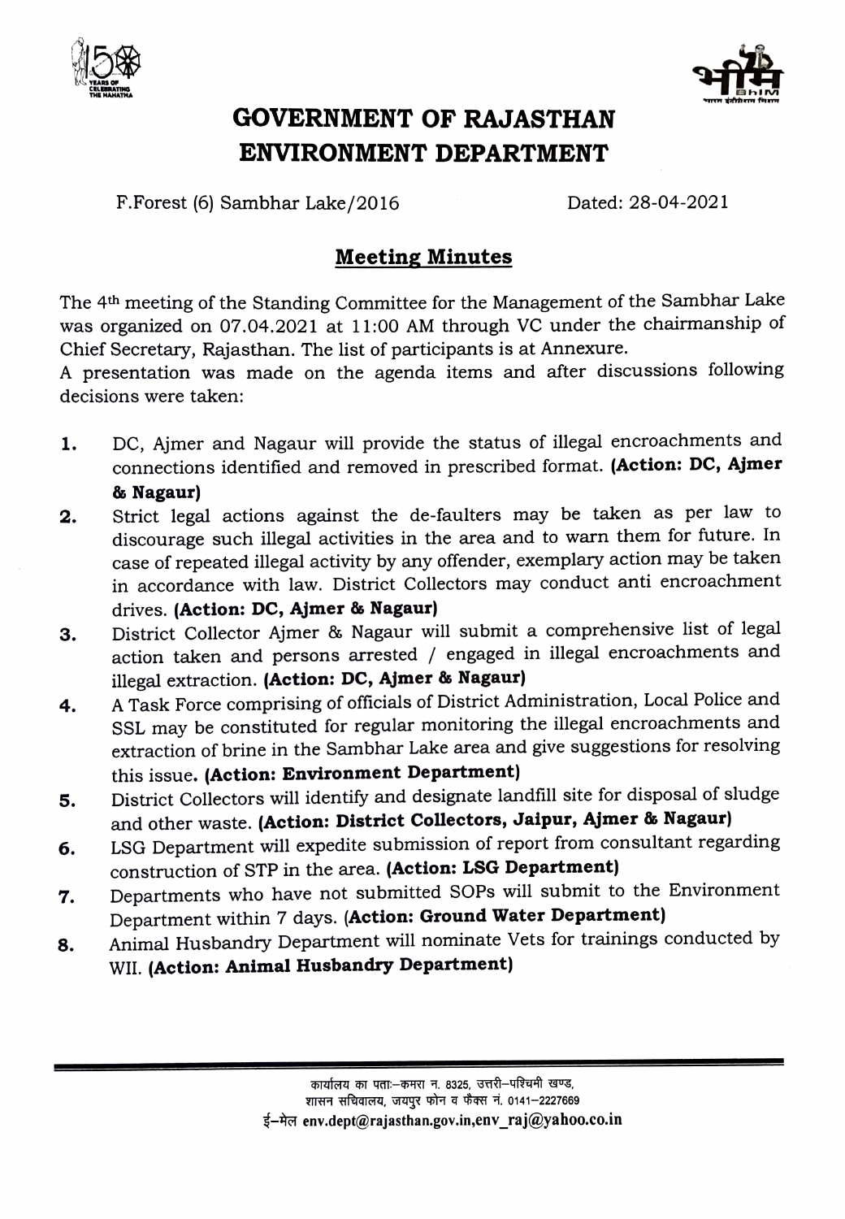# GOVERNMENT OF RAJASTHAN
# ENVIRONMENT DEPARTMENT

F.Forest (6) Sambhar Lake/2016 Dated: 28-04-2021

## Meeting Minutes

The 4th meeting of the Standing Committee for the Management of the Sambhar Lake was organized on 07.04.2021 at 11:00 AM through VC under the chairmanship of Chief Secretary, Rajasthan. The list of participants is at Annexure.

A presentation was made on the agenda items and after discussions following decisions were taken:

1. DC, Ajmer and Nagaur will provide the status of illegal encroachments and connections identified and removed in prescribed format. **(Action: DC, Ajmer & Nagaur)**
2. Strict legal actions against the de-faulters may be taken as per law to discourage such illegal activities in the area and to warn them for future. In case of repeated illegal activity by any offender, exemplary action may be taken in accordance with law. District Collectors may conduct anti encroachment drives. **(Action: DC, Ajmer & Nagaur)**
3. District Collector Ajmer & Nagaur will submit a comprehensive list of legal action taken and persons arrested / engaged in illegal encroachments and illegal extraction. **(Action: DC, Ajmer & Nagaur)**
4. A Task Force comprising of officials of District Administration, Local Police and SSL may be constituted for regular monitoring the illegal encroachments and extraction of brine in the Sambhar Lake area and give suggestions for resolving this issue. **(Action: Environment Department)**
5. District Collectors will identify and designate landfill site for disposal of sludge and other waste. **(Action: District Collectors, Jaipur, Ajmer & Nagaur)**
6. LSG Department will expedite submission of report from consultant regarding construction of STP in the area. **(Action: LSG Department)**
7. Departments who have not submitted SOPs will submit to the Environment Department within 7 days. **(Action: Ground Water Department)**
8. Animal Husbandry Department will nominate Vets for trainings conducted by WII. **(Action: Animal Husbandry Department)**

कार्यालय का पताः–कमरा न. 8325, उत्तरी–पश्चिमी खण्ड,
शासन सचिवालय, जयपुर फोन व फैक्स नं. 0141–2227669
ई–मेल env.dept@rajasthan.gov.in,env_raj@yahoo.co.in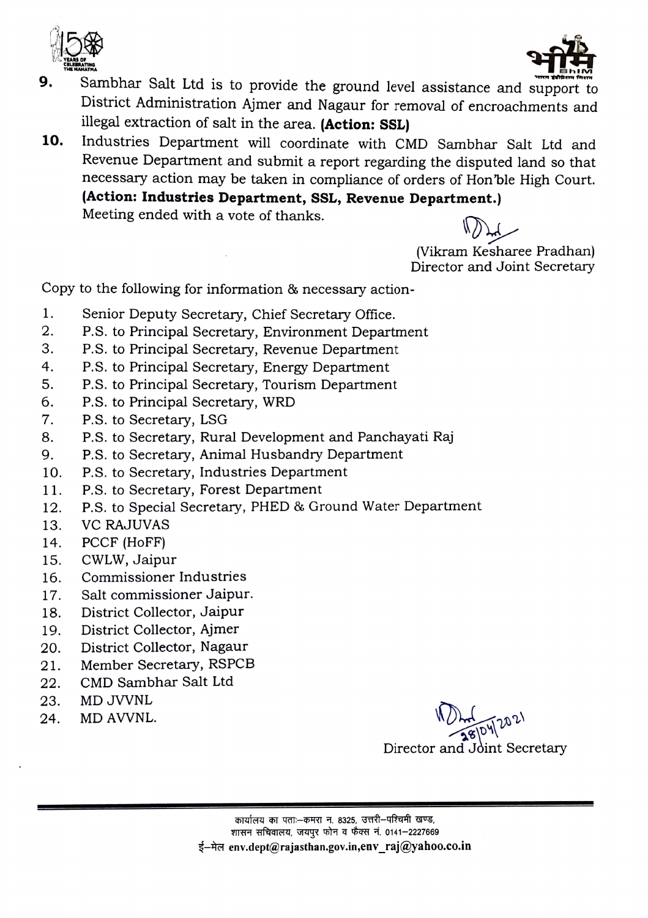9. Sambhar Salt Ltd is to provide the ground level assistance and support to District Administration Ajmer and Nagaur for removal of encroachments and illegal extraction of salt in the area. **(Action: SSL)**
10. Industries Department will coordinate with CMD Sambhar Salt Ltd and Revenue Department and submit a report regarding the disputed land so that necessary action may be taken in compliance of orders of Hon'ble High Court. **(Action: Industries Department, SSL, Revenue Department.)**

Meeting ended with a vote of thanks.

(Vikram Kesharee Pradhan)
Director and Joint Secretary

Copy to the following for information & necessary action-

1. Senior Deputy Secretary, Chief Secretary Office.
2. P.S. to Principal Secretary, Environment Department
3. P.S. to Principal Secretary, Revenue Department
4. P.S. to Principal Secretary, Energy Department
5. P.S. to Principal Secretary, Tourism Department
6. P.S. to Principal Secretary, WRD
7. P.S. to Secretary, LSG
8. P.S. to Secretary, Rural Development and Panchayati Raj
9. P.S. to Secretary, Animal Husbandry Department
10. P.S. to Secretary, Industries Department
11. P.S. to Secretary, Forest Department
12. P.S. to Special Secretary, PHED & Ground Water Department
13. VC RAJUVAS
14. PCCF (HoFF)
15. CWLW, Jaipur
16. Commissioner Industries
17. Salt commissioner Jaipur.
18. District Collector, Jaipur
19. District Collector, Ajmer
20. District Collector, Nagaur
21. Member Secretary, RSPCB
22. CMD Sambhar Salt Ltd
23. MD JVVNL
24. MD AVVNL.

28/04/2021
Director and Joint Secretary

कार्यालय का पताः—कमरा न. 8325, उत्तरी–पश्चिमी खण्ड,
शासन सचिवालय, जयपुर फोन व फैक्स नं. 0141–2227669
ई–मेल env.dept@rajasthan.gov.in,env_raj@yahoo.co.in